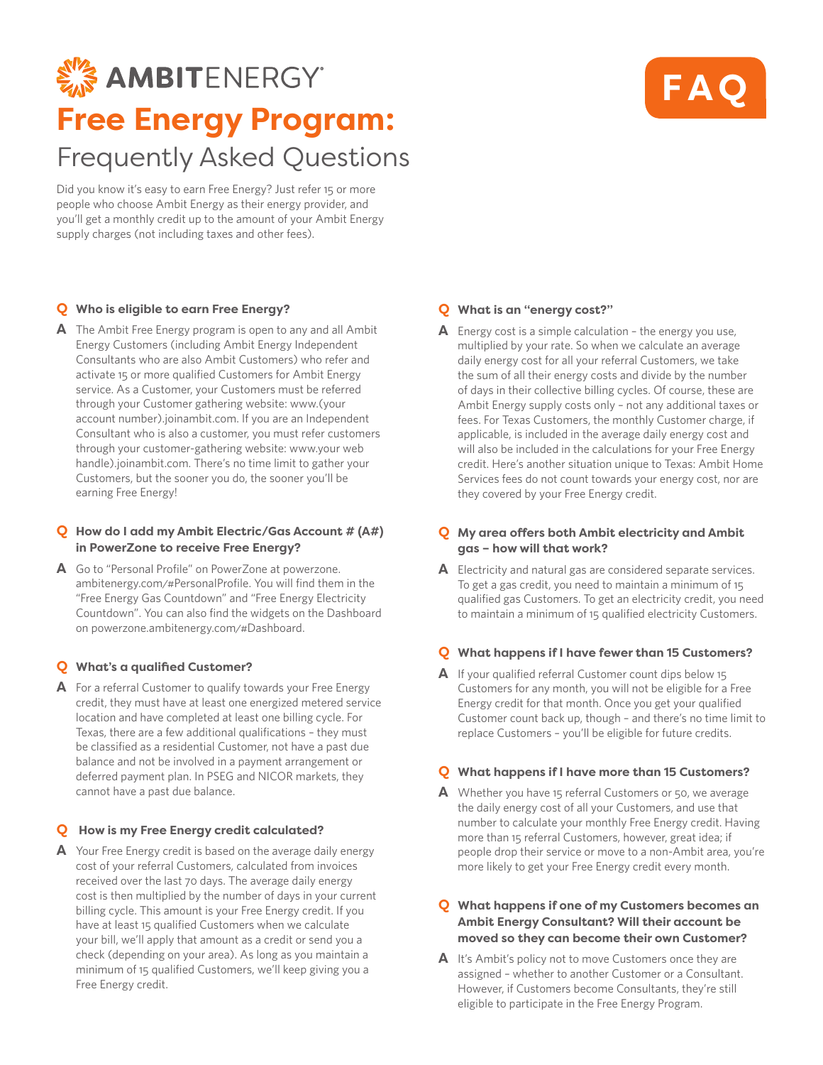AMBITENERGY®

# Free Energy Program:

## Frequently Asked Questions

FAQ

Did you know it's easy to earn Free Energy? Just refer 15 or more people who choose Ambit Energy as their energy provider, and you'll get a monthly credit up to the amount of your Ambit Energy supply charges (not including taxes and other fees).

### Q Who is eligible to earn Free Energy?

**A** The Ambit Free Energy program is open to any and all Ambit Energy Customers (including Ambit Energy Independent Consultants who are also Ambit Customers) who refer and activate 15 or more qualified Customers for Ambit Energy service. As a Customer, your Customers must be referred through your Customer gathering website: www.(your account number).joinambit.com. If you are an Independent Consultant who is also a customer, you must refer customers through your customer-gathering website: www.your web handle).joinambit.com. There's no time limit to gather your Customers, but the sooner you do, the sooner you'll be earning Free Energy!

### Q How do I add my Ambit Electric/Gas Account # (A#) in PowerZone to receive Free Energy?

**A** Go to "Personal Profile" on PowerZone at powerzone.ambitenergy.com/#PersonalProfile. You will find them in the "Free Energy Gas Countdown" and "Free Energy Electricity Countdown". You can also find the widgets on the Dashboard on powerzone.ambitenergy.com/#Dashboard.

### Q What's a qualified Customer?

**A** For a referral Customer to qualify towards your Free Energy credit, they must have at least one energized metered service location and have completed at least one billing cycle. For Texas, there are a few additional qualifications – they must be classified as a residential Customer, not have a past due balance and not be involved in a payment arrangement or deferred payment plan. In PSEG and NICOR markets, they cannot have a past due balance.

### Q How is my Free Energy credit calculated?

**A** Your Free Energy credit is based on the average daily energy cost of your referral Customers, calculated from invoices received over the last 70 days. The average daily energy cost is then multiplied by the number of days in your current billing cycle. This amount is your Free Energy credit. If you have at least 15 qualified Customers when we calculate your bill, we'll apply that amount as a credit or send you a check (depending on your area). As long as you maintain a minimum of 15 qualified Customers, we'll keep giving you a Free Energy credit.

### Q What is an "energy cost?"

**A** Energy cost is a simple calculation – the energy you use, multiplied by your rate. So when we calculate an average daily energy cost for all your referral Customers, we take the sum of all their energy costs and divide by the number of days in their collective billing cycles. Of course, these are Ambit Energy supply costs only – not any additional taxes or fees. For Texas Customers, the monthly Customer charge, if applicable, is included in the average daily energy cost and will also be included in the calculations for your Free Energy credit. Here's another situation unique to Texas: Ambit Home Services fees do not count towards your energy cost, nor are they covered by your Free Energy credit.

### Q My area offers both Ambit electricity and Ambit gas – how will that work?

**A** Electricity and natural gas are considered separate services. To get a gas credit, you need to maintain a minimum of 15 qualified gas Customers. To get an electricity credit, you need to maintain a minimum of 15 qualified electricity Customers.

### Q What happens if I have fewer than 15 Customers?

**A** If your qualified referral Customer count dips below 15 Customers for any month, you will not be eligible for a Free Energy credit for that month. Once you get your qualified Customer count back up, though – and there's no time limit to replace Customers – you'll be eligible for future credits.

### Q What happens if I have more than 15 Customers?

**A** Whether you have 15 referral Customers or 50, we average the daily energy cost of all your Customers, and use that number to calculate your monthly Free Energy credit. Having more than 15 referral Customers, however, great idea; if people drop their service or move to a non-Ambit area, you're more likely to get your Free Energy credit every month.

### Q What happens if one of my Customers becomes an Ambit Energy Consultant? Will their account be moved so they can become their own Customer?

**A** It's Ambit's policy not to move Customers once they are assigned – whether to another Customer or a Consultant. However, if Customers become Consultants, they're still eligible to participate in the Free Energy Program.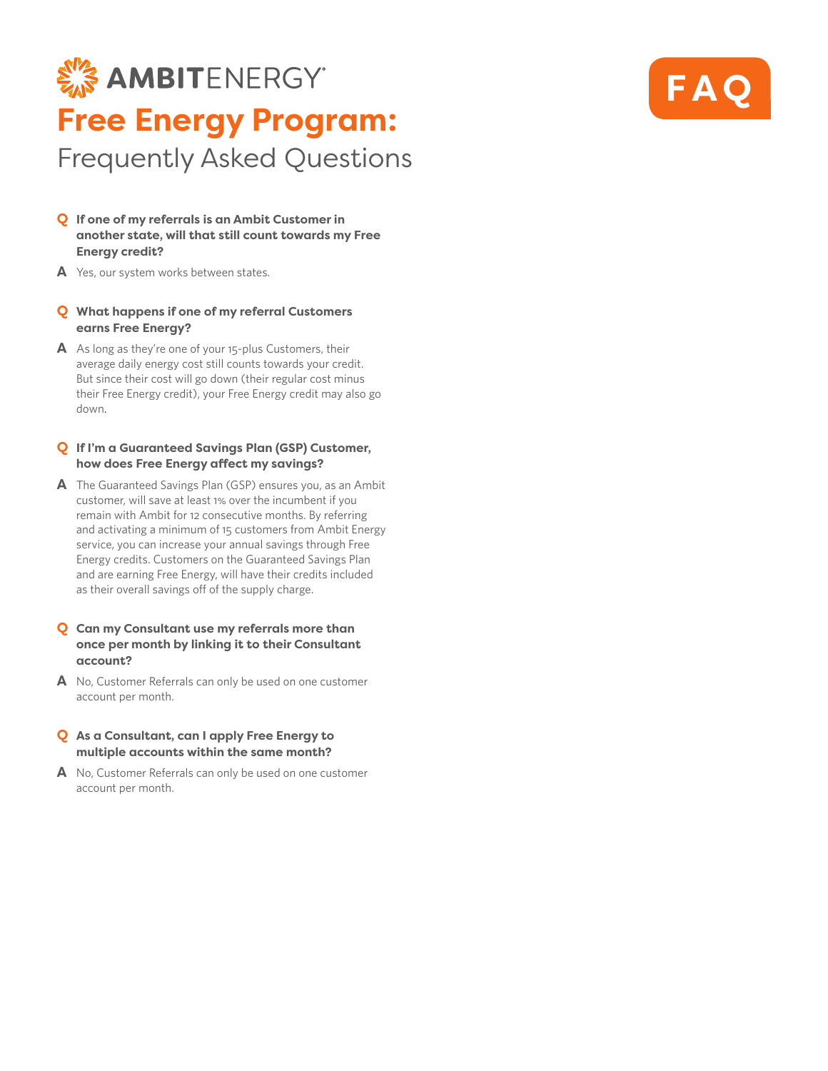AMBITENERGY

# Free Energy Program:

## Frequently Asked Questions

FAQ

**Q If one of my referrals is an Ambit Customer in another state, will that still count towards my Free Energy credit?**

**A** Yes, our system works between states.

**Q What happens if one of my referral Customers earns Free Energy?**

**A** As long as they're one of your 15-plus Customers, their average daily energy cost still counts towards your credit. But since their cost will go down (their regular cost minus their Free Energy credit), your Free Energy credit may also go down.

**Q If I'm a Guaranteed Savings Plan (GSP) Customer, how does Free Energy affect my savings?**

**A** The Guaranteed Savings Plan (GSP) ensures you, as an Ambit customer, will save at least 1% over the incumbent if you remain with Ambit for 12 consecutive months. By referring and activating a minimum of 15 customers from Ambit Energy service, you can increase your annual savings through Free Energy credits. Customers on the Guaranteed Savings Plan and are earning Free Energy, will have their credits included as their overall savings off of the supply charge.

**Q Can my Consultant use my referrals more than once per month by linking it to their Consultant account?**

**A** No, Customer Referrals can only be used on one customer account per month.

**Q As a Consultant, can I apply Free Energy to multiple accounts within the same month?**

**A** No, Customer Referrals can only be used on one customer account per month.